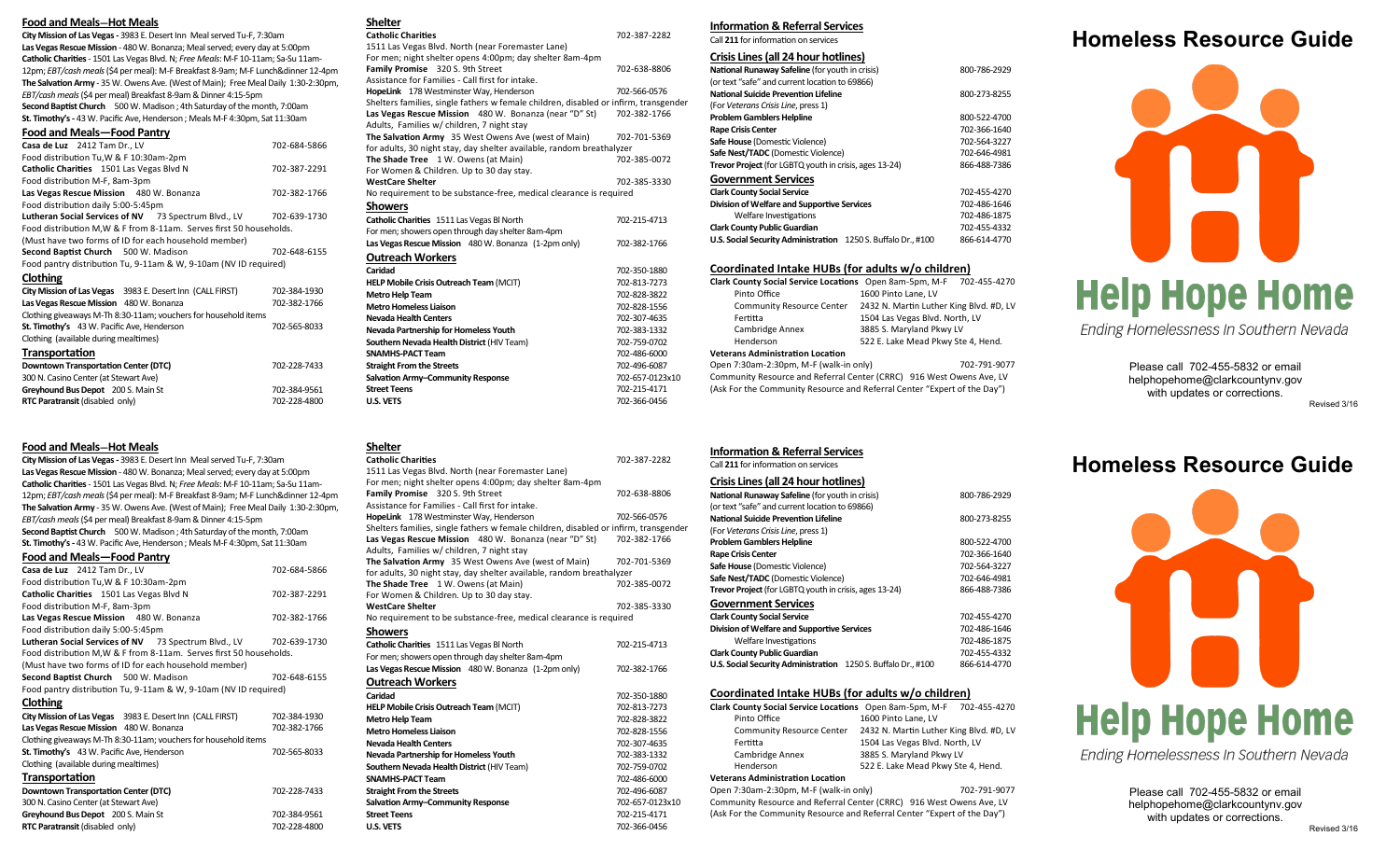## Food and Meals—Hot Meals

**City Mission of Las Vegas -** 3983 E. Desert Inn Meal served Tu-F, 7:30am
**Las Vegas Rescue Mission -** 480 W. Bonanza; Meal served; every day at 5:00pm
**Catholic Charities -** 1501 Las Vegas Blvd. N; *Free Meals*: M-F 10-11am; Sa-Su 11am-12pm; *EBT/cash meals* ($4 per meal): M-F Breakfast 8-9am; M-F Lunch&dinner 12-4pm
**The Salvation Army -** 35 W. Owens Ave. (West of Main); Free Meal Daily 1:30-2:30pm, *EBT/cash meals* ($4 per meal) Breakfast 8-9am & Dinner 4:15-5pm
**Second Baptist Church** 500 W. Madison ; 4th Saturday of the month, 7:00am
**St. Timothy's -** 43 W. Pacific Ave, Henderson ; Meals M-F 4:30pm, Sat 11:30am

## Food and Meals—Food Pantry

**Casa de Luz** 2412 Tam Dr., LV — 702-684-5866
Food distribution Tu,W & F 10:30am-2pm
**Catholic Charities** 1501 Las Vegas Blvd N — 702-387-2291
Food distribution M-F, 8am-3pm
**Las Vegas Rescue Mission** 480 W. Bonanza — 702-382-1766
Food distribution daily 5:00-5:45pm
**Lutheran Social Services of NV** 73 Spectrum Blvd., LV — 702-639-1730
Food distribution M,W & F from 8-11am. Serves first 50 households.
(Must have two forms of ID for each household member)
**Second Baptist Church** 500 W. Madison — 702-648-6155
Food pantry distribution Tu, 9-11am & W, 9-10am (NV ID required)

## Clothing

**City Mission of Las Vegas** 3983 E. Desert Inn (CALL FIRST) — 702-384-1930
**Las Vegas Rescue Mission** 480 W. Bonanza — 702-382-1766
Clothing giveaways M-Th 8:30-11am; vouchers for household items
**St. Timothy's** 43 W. Pacific Ave, Henderson — 702-565-8033
Clothing (available during mealtimes)

## Transportation

**Downtown Transportation Center (DTC)** — 702-228-7433
300 N. Casino Center (at Stewart Ave)
**Greyhound Bus Depot** 200 S. Main St — 702-384-9561
**RTC Paratransit** (disabled only) — 702-228-4800

## Shelter

**Catholic Charities** — 702-387-2282
1511 Las Vegas Blvd. North (near Foremaster Lane)
For men; night shelter opens 4:00pm; day shelter 8am-4pm
**Family Promise** 320 S. 9th Street — 702-638-8806
Assistance for Families - Call first for intake.
**HopeLink** 178 Westminster Way, Henderson — 702-566-0576
Shelters families, single fathers w female children, disabled or infirm, transgender
**Las Vegas Rescue Mission** 480 W. Bonanza (near "D" St) — 702-382-1766
Adults, Families w/ children, 7 night stay
**The Salvation Army** 35 West Owens Ave (west of Main) — 702-701-5369
for adults, 30 night stay, day shelter available, random breathalyzer
**The Shade Tree** 1 W. Owens (at Main) — 702-385-0072
For Women & Children. Up to 30 day stay.
**WestCare Shelter** — 702-385-3330
No requirement to be substance-free, medical clearance is required

## Showers

**Catholic Charities** 1511 Las Vegas Bl North — 702-215-4713
For men; showers open through day shelter 8am-4pm
**Las Vegas Rescue Mission** 480 W. Bonanza (1-2pm only) — 702-382-1766

## Outreach Workers

| | |
|---|---|
| **Caridad** | 702-350-1880 |
| **HELP Mobile Crisis Outreach Team** (MCIT) | 702-813-7273 |
| **Metro Help Team** | 702-828-3822 |
| **Metro Homeless Liaison** | 702-828-1556 |
| **Nevada Health Centers** | 702-307-4635 |
| **Nevada Partnership for Homeless Youth** | 702-383-1332 |
| **Southern Nevada Health District** (HIV Team) | 702-759-0702 |
| **SNAMHS-PACT Team** | 702-486-6000 |
| **Straight From the Streets** | 702-496-6087 |
| **Salvation Army–Community Response** | 702-657-0123x10 |
| **Street Teens** | 702-215-4171 |
| **U.S. VETS** | 702-366-0456 |

## Information & Referral Services

Call **211** for information on services

## Crisis Lines (all 24 hour hotlines)

| | |
|---|---|
| **National Runaway Safeline** (for youth in crisis) (or text "safe" and current location to 69866) | 800-786-2929 |
| **National Suicide Prevention Lifeline** (For *Veterans Crisis Line*, press 1) | 800-273-8255 |
| **Problem Gamblers Helpline** | 800-522-4700 |
| **Rape Crisis Center** | 702-366-1640 |
| **Safe House** (Domestic Violence) | 702-564-3227 |
| **Safe Nest/TADC** (Domestic Violence) | 702-646-4981 |
| **Trevor Project** (for LGBTQ youth in crisis, ages 13-24) | 866-488-7386 |

## Government Services

| | |
|---|---|
| **Clark County Social Service** | 702-455-4270 |
| **Division of Welfare and Supportive Services** | 702-486-1646 |
| Welfare Investigations | 702-486-1875 |
| **Clark County Public Guardian** | 702-455-4332 |
| **U.S. Social Security Administration** 1250 S. Buffalo Dr., #100 | 866-614-4770 |

## Coordinated Intake HUBs (for adults w/o children)

**Clark County Social Service Locations** Open 8am-5pm, M-F 702-455-4270

| | |
|---|---|
| Pinto Office | 1600 Pinto Lane, LV |
| Community Resource Center | 2432 N. Martin Luther King Blvd. #D, LV |
| Fertitta | 1504 Las Vegas Blvd. North, LV |
| Cambridge Annex | 3885 S. Maryland Pkwy LV |
| Henderson | 522 E. Lake Mead Pkwy Ste 4, Hend. |

**Veterans Administration Location**
Open 7:30am-2:30pm, M-F (walk-in only) — 702-791-9077
Community Resource and Referral Center (CRRC) 916 West Owens Ave, LV
(Ask For the Community Resource and Referral Center "Expert of the Day")

# Homeless Resource Guide

**Help Hope Home**

*Ending Homelessness In Southern Nevada*

Please call 702-455-5832 or email helphopehome@clarkcountynv.gov with updates or corrections.

Revised 3/16

---

## Food and Meals—Hot Meals

**City Mission of Las Vegas -** 3983 E. Desert Inn Meal served Tu-F, 7:30am
**Las Vegas Rescue Mission -** 480 W. Bonanza; Meal served; every day at 5:00pm
**Catholic Charities -** 1501 Las Vegas Blvd. N; *Free Meals*: M-F 10-11am; Sa-Su 11am-12pm; *EBT/cash meals* ($4 per meal): M-F Breakfast 8-9am; M-F Lunch&dinner 12-4pm
**The Salvation Army -** 35 W. Owens Ave. (West of Main); Free Meal Daily 1:30-2:30pm, *EBT/cash meals* ($4 per meal) Breakfast 8-9am & Dinner 4:15-5pm
**Second Baptist Church** 500 W. Madison ; 4th Saturday of the month, 7:00am
**St. Timothy's -** 43 W. Pacific Ave, Henderson ; Meals M-F 4:30pm, Sat 11:30am

## Food and Meals—Food Pantry

**Casa de Luz** 2412 Tam Dr., LV — 702-684-5866
Food distribution Tu,W & F 10:30am-2pm
**Catholic Charities** 1501 Las Vegas Blvd N — 702-387-2291
Food distribution M-F, 8am-3pm
**Las Vegas Rescue Mission** 480 W. Bonanza — 702-382-1766
Food distribution daily 5:00-5:45pm
**Lutheran Social Services of NV** 73 Spectrum Blvd., LV — 702-639-1730
Food distribution M,W & F from 8-11am. Serves first 50 households.
(Must have two forms of ID for each household member)
**Second Baptist Church** 500 W. Madison — 702-648-6155
Food pantry distribution Tu, 9-11am & W, 9-10am (NV ID required)

## Clothing

**City Mission of Las Vegas** 3983 E. Desert Inn (CALL FIRST) — 702-384-1930
**Las Vegas Rescue Mission** 480 W. Bonanza — 702-382-1766
Clothing giveaways M-Th 8:30-11am; vouchers for household items
**St. Timothy's** 43 W. Pacific Ave, Henderson — 702-565-8033
Clothing (available during mealtimes)

## Transportation

**Downtown Transportation Center (DTC)** — 702-228-7433
300 N. Casino Center (at Stewart Ave)
**Greyhound Bus Depot** 200 S. Main St — 702-384-9561
**RTC Paratransit** (disabled only) — 702-228-4800

## Shelter

**Catholic Charities** — 702-387-2282
1511 Las Vegas Blvd. North (near Foremaster Lane)
For men; night shelter opens 4:00pm; day shelter 8am-4pm
**Family Promise** 320 S. 9th Street — 702-638-8806
Assistance for Families - Call first for intake.
**HopeLink** 178 Westminster Way, Henderson — 702-566-0576
Shelters families, single fathers w female children, disabled or infirm, transgender
**Las Vegas Rescue Mission** 480 W. Bonanza (near "D" St) — 702-382-1766
Adults, Families w/ children, 7 night stay
**The Salvation Army** 35 West Owens Ave (west of Main) — 702-701-5369
for adults, 30 night stay, day shelter available, random breathalyzer
**The Shade Tree** 1 W. Owens (at Main) — 702-385-0072
For Women & Children. Up to 30 day stay.
**WestCare Shelter** — 702-385-3330
No requirement to be substance-free, medical clearance is required

## Showers

**Catholic Charities** 1511 Las Vegas Bl North — 702-215-4713
For men; showers open through day shelter 8am-4pm
**Las Vegas Rescue Mission** 480 W. Bonanza (1-2pm only) — 702-382-1766

## Outreach Workers

| | |
|---|---|
| **Caridad** | 702-350-1880 |
| **HELP Mobile Crisis Outreach Team** (MCIT) | 702-813-7273 |
| **Metro Help Team** | 702-828-3822 |
| **Metro Homeless Liaison** | 702-828-1556 |
| **Nevada Health Centers** | 702-307-4635 |
| **Nevada Partnership for Homeless Youth** | 702-383-1332 |
| **Southern Nevada Health District** (HIV Team) | 702-759-0702 |
| **SNAMHS-PACT Team** | 702-486-6000 |
| **Straight From the Streets** | 702-496-6087 |
| **Salvation Army–Community Response** | 702-657-0123x10 |
| **Street Teens** | 702-215-4171 |
| **U.S. VETS** | 702-366-0456 |

## Information & Referral Services

Call **211** for information on services

## Crisis Lines (all 24 hour hotlines)

| | |
|---|---|
| **National Runaway Safeline** (for youth in crisis) (or text "safe" and current location to 69866) | 800-786-2929 |
| **National Suicide Prevention Lifeline** (For *Veterans Crisis Line*, press 1) | 800-273-8255 |
| **Problem Gamblers Helpline** | 800-522-4700 |
| **Rape Crisis Center** | 702-366-1640 |
| **Safe House** (Domestic Violence) | 702-564-3227 |
| **Safe Nest/TADC** (Domestic Violence) | 702-646-4981 |
| **Trevor Project** (for LGBTQ youth in crisis, ages 13-24) | 866-488-7386 |

## Government Services

| | |
|---|---|
| **Clark County Social Service** | 702-455-4270 |
| **Division of Welfare and Supportive Services** | 702-486-1646 |
| Welfare Investigations | 702-486-1875 |
| **Clark County Public Guardian** | 702-455-4332 |
| **U.S. Social Security Administration** 1250 S. Buffalo Dr., #100 | 866-614-4770 |

## Coordinated Intake HUBs (for adults w/o children)

**Clark County Social Service Locations** Open 8am-5pm, M-F 702-455-4270

| | |
|---|---|
| Pinto Office | 1600 Pinto Lane, LV |
| Community Resource Center | 2432 N. Martin Luther King Blvd. #D, LV |
| Fertitta | 1504 Las Vegas Blvd. North, LV |
| Cambridge Annex | 3885 S. Maryland Pkwy LV |
| Henderson | 522 E. Lake Mead Pkwy Ste 4, Hend. |

**Veterans Administration Location**
Open 7:30am-2:30pm, M-F (walk-in only) — 702-791-9077
Community Resource and Referral Center (CRRC) 916 West Owens Ave, LV
(Ask For the Community Resource and Referral Center "Expert of the Day")

# Homeless Resource Guide

**Help Hope Home**

*Ending Homelessness In Southern Nevada*

Please call 702-455-5832 or email helphopehome@clarkcountynv.gov with updates or corrections.

Revised 3/16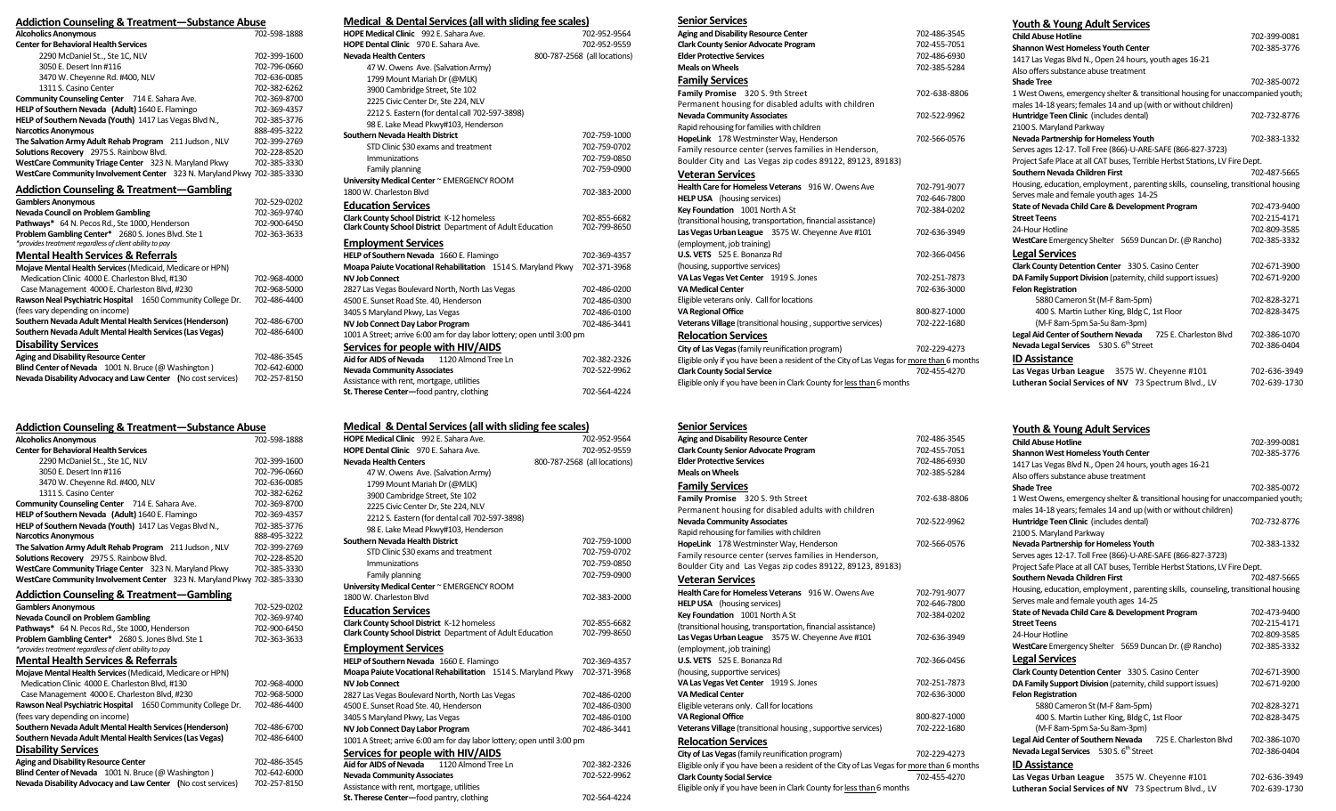## Addiction Counseling & Treatment—Substance Abuse

| | |
|---|---|
| **Alcoholics Anonymous** | 702-598-1888 |
| **Center for Behavioral Health Services** | |
| 2290 McDaniel St.., Ste 1C, NLV | 702-399-1600 |
| 3050 E. Desert Inn #116 | 702-796-0660 |
| 3470 W. Cheyenne Rd. #400, NLV | 702-636-0085 |
| 1311 S. Casino Center | 702-382-6262 |
| **Community Counseling Center** 714 E. Sahara Ave. | 702-369-8700 |
| **HELP of Southern Nevada (Adult)** 1640 E. Flamingo | 702-369-4357 |
| **HELP of Southern Nevada (Youth)** 1417 Las Vegas Blvd N., | 702-385-3776 |
| **Narcotics Anonymous** | 888-495-3222 |
| **The Salvation Army Adult Rehab Program** 211 Judson , NLV | 702-399-2769 |
| **Solutions Recovery** 2975 S. Rainbow Blvd. | 702-228-8520 |
| **WestCare Community Triage Center** 323 N. Maryland Pkwy | 702-385-3330 |
| **WestCare Community Involvement Center** 323 N. Maryland Pkwy | 702-385-3330 |

## Addiction Counseling & Treatment—Gambling

| | |
|---|---|
| **Gamblers Anonymous** | 702-529-0202 |
| **Nevada Council on Problem Gambling** | 702-369-9740 |
| **Pathways*** 64 N. Pecos Rd., Ste 1000, Henderson | 702-900-6450 |
| **Problem Gambling Center*** 2680 S. Jones Blvd. Ste 1 | 702-363-3633 |

*provides treatment regardless of client ability to pay*

## Mental Health Services & Referrals

| | |
|---|---|
| **Mojave Mental Health Services** (Medicaid, Medicare or HPN) | |
| Medication Clinic 4000 E. Charleston Blvd, #130 | 702-968-4000 |
| Case Management 4000 E. Charleston Blvd, #230 | 702-968-5000 |
| **Rawson Neal Psychiatric Hospital** 1650 Community College Dr. | 702-486-4400 |
| (fees vary depending on income) | |
| **Southern Nevada Adult Mental Health Services (Henderson)** | 702-486-6700 |
| **Southern Nevada Adult Mental Health Services (Las Vegas)** | 702-486-6400 |

## Disability Services

| | |
|---|---|
| **Aging and Disability Resource Center** | 702-486-3545 |
| **Blind Center of Nevada** 1001 N. Bruce (@ Washington ) | 702-642-6000 |
| **Nevada Disability Advocacy and Law Center** (No cost services) | 702-257-8150 |

## Medical & Dental Services (all with sliding fee scales)

| | |
|---|---|
| **HOPE Medical Clinic** 992 E. Sahara Ave. | 702-952-9564 |
| **HOPE Dental Clinic** 970 E. Sahara Ave. | 702-952-9559 |
| **Nevada Health Centers** | 800-787-2568 (all locations) |
| 47 W. Owens Ave. (Salvation Army) | |
| 1799 Mount Mariah Dr (@MLK) | |
| 3900 Cambridge Street, Ste 102 | |
| 2225 Civic Center Dr, Ste 224, NLV | |
| 2212 S. Eastern (for dental call 702-597-3898) | |
| 98 E. Lake Mead Pkwy#103, Henderson | |
| **Southern Nevada Health District** | 702-759-1000 |
| STD Clinic $30 exams and treatment | 702-759-0702 |
| Immunizations | 702-759-0850 |
| Family planning | 702-759-0900 |
| **University Medical Center** ~ EMERGENCY ROOM | |
| 1800 W. Charleston Blvd | 702-383-2000 |

## Education Services

| | |
|---|---|
| **Clark County School District** K-12 homeless | 702-855-6682 |
| **Clark County School District** Department of Adult Education | 702-799-8650 |

## Employment Services

| | |
|---|---|
| **HELP of Southern Nevada** 1660 E. Flamingo | 702-369-4357 |
| **Moapa Paiute Vocational Rehabilitation** 1514 S. Maryland Pkwy | 702-371-3968 |
| **NV Job Connect** | |
| 2827 Las Vegas Boulevard North, North Las Vegas | 702-486-0200 |
| 4500 E. Sunset Road Ste. 40, Henderson | 702-486-0300 |
| 3405 S Maryland Pkwy, Las Vegas | 702-486-0100 |
| **NV Job Connect Day Labor Program** | 702-486-3441 |
| 1001 A Street; arrive 6:00 am for day labor lottery; open until 3:00 pm | |

## Services for people with HIV/AIDS

| | |
|---|---|
| **Aid for AIDS of Nevada** 1120 Almond Tree Ln | 702-382-2326 |
| **Nevada Community Associates** | 702-522-9962 |
| Assistance with rent, mortgage, utilities | |
| **St. Therese Center**—food pantry, clothing | 702-564-4224 |

## Senior Services

| | |
|---|---|
| **Aging and Disability Resource Center** | 702-486-3545 |
| **Clark County Senior Advocate Program** | 702-455-7051 |
| **Elder Protective Services** | 702-486-6930 |
| **Meals on Wheels** | 702-385-5284 |

## Family Services

| | |
|---|---|
| **Family Promise** 320 S. 9th Street | 702-638-8806 |
| Permanent housing for disabled adults with children | |
| **Nevada Community Associates** | 702-522-9962 |
| Rapid rehousing for families with children | |
| **HopeLink** 178 Westminster Way, Henderson | 702-566-0576 |
| Family resource center (serves families in Henderson, Boulder City and Las Vegas zip codes 89122, 89123, 89183) | |

## Veteran Services

| | |
|---|---|
| **Health Care for Homeless Veterans** 916 W. Owens Ave | 702-791-9077 |
| **HELP USA** (housing services) | 702-646-7800 |
| **Key Foundation** 1001 North A St | 702-384-0202 |
| (transitional housing, transportation, financial assistance) | |
| **Las Vegas Urban League** 3575 W. Cheyenne Ave #101 | 702-636-3949 |
| (employment, job training) | |
| **U.S. VETS** 525 E. Bonanza Rd | 702-366-0456 |
| (housing, supportive services) | |
| **VA Las Vegas Vet Center** 1919 S. Jones | 702-251-7873 |
| **VA Medical Center** | 702-636-3000 |
| Eligible veterans only. Call for locations | |
| **VA Regional Office** | 800-827-1000 |
| **Veterans Village** (transitional housing , supportive services) | 702-222-1680 |

## Relocation Services

| | |
|---|---|
| **City of Las Vegas** (family reunification program) | 702-229-4273 |
| Eligible only if you have been a resident of the City of Las Vegas for more than 6 months | |
| **Clark County Social Service** | 702-455-4270 |
| Eligible only if you have been in Clark County for less than 6 months | |

## Youth & Young Adult Services

| | |
|---|---|
| **Child Abuse Hotline** | 702-399-0081 |
| **Shannon West Homeless Youth Center** | 702-385-3776 |
| 1417 Las Vegas Blvd N., Open 24 hours, youth ages 16-21 | |
| Also offers substance abuse treatment | |
| **Shade Tree** | 702-385-0072 |
| 1 West Owens, emergency shelter & transitional housing for unaccompanied youth; males 14-18 years; females 14 and up (with or without children) | |
| **Huntridge Teen Clinic** (includes dental) | 702-732-8776 |
| 2100 S. Maryland Parkway | |
| **Nevada Partnership for Homeless Youth** | 702-383-1332 |
| Serves ages 12-17. Toll Free (866)-U-ARE-SAFE (866-827-3723) | |
| Project Safe Place at all CAT buses, Terrible Herbst Stations, LV Fire Dept. | |
| **Southern Nevada Children First** | 702-487-5665 |
| Housing, education, employment , parenting skills, counseling, transitional housing | |
| Serves male and female youth ages 14-25 | |
| **State of Nevada Child Care & Development Program** | 702-473-9400 |
| **Street Teens** | 702-215-4171 |
| 24-Hour Hotline | 702-809-3585 |
| **WestCare** Emergency Shelter 5659 Duncan Dr. (@ Rancho) | 702-385-3332 |

## Legal Services

| | |
|---|---|
| **Clark County Detention Center** 330 S. Casino Center | 702-671-3900 |
| **DA Family Support Division** (paternity, child support issues) | 702-671-9200 |
| **Felon Registration** | |
| 5880 Cameron St (M-F 8am-5pm) | 702-828-3271 |
| 400 S. Martin Luther King, Bldg C, 1st Floor | 702-828-3475 |
| (M-F 8am-5pm Sa-Su 8am-3pm) | |
| **Legal Aid Center of Southern Nevada** 725 E. Charleston Blvd | 702-386-1070 |
| **Nevada Legal Services** 530 S. 6th Street | 702-386-0404 |

## ID Assistance

| | |
|---|---|
| **Las Vegas Urban League** 3575 W. Cheyenne #101 | 702-636-3949 |
| **Lutheran Social Services of NV** 73 Spectrum Blvd., LV | 702-639-1730 |

## Addiction Counseling & Treatment—Substance Abuse

| | |
|---|---|
| **Alcoholics Anonymous** | 702-598-1888 |
| **Center for Behavioral Health Services** | |
| 2290 McDaniel St.., Ste 1C, NLV | 702-399-1600 |
| 3050 E. Desert Inn #116 | 702-796-0660 |
| 3470 W. Cheyenne Rd. #400, NLV | 702-636-0085 |
| 1311 S. Casino Center | 702-382-6262 |
| **Community Counseling Center** 714 E. Sahara Ave. | 702-369-8700 |
| **HELP of Southern Nevada (Adult)** 1640 E. Flamingo | 702-369-4357 |
| **HELP of Southern Nevada (Youth)** 1417 Las Vegas Blvd N., | 702-385-3776 |
| **Narcotics Anonymous** | 888-495-3222 |
| **The Salvation Army Adult Rehab Program** 211 Judson , NLV | 702-399-2769 |
| **Solutions Recovery** 2975 S. Rainbow Blvd. | 702-228-8520 |
| **WestCare Community Triage Center** 323 N. Maryland Pkwy | 702-385-3330 |
| **WestCare Community Involvement Center** 323 N. Maryland Pkwy | 702-385-3330 |

## Addiction Counseling & Treatment—Gambling

| | |
|---|---|
| **Gamblers Anonymous** | 702-529-0202 |
| **Nevada Council on Problem Gambling** | 702-369-9740 |
| **Pathways*** 64 N. Pecos Rd., Ste 1000, Henderson | 702-900-6450 |
| **Problem Gambling Center*** 2680 S. Jones Blvd. Ste 1 | 702-363-3633 |

*provides treatment regardless of client ability to pay*

## Mental Health Services & Referrals

| | |
|---|---|
| **Mojave Mental Health Services** (Medicaid, Medicare or HPN) | |
| Medication Clinic 4000 E. Charleston Blvd, #130 | 702-968-4000 |
| Case Management 4000 E. Charleston Blvd, #230 | 702-968-5000 |
| **Rawson Neal Psychiatric Hospital** 1650 Community College Dr. | 702-486-4400 |
| (fees vary depending on income) | |
| **Southern Nevada Adult Mental Health Services (Henderson)** | 702-486-6700 |
| **Southern Nevada Adult Mental Health Services (Las Vegas)** | 702-486-6400 |

## Disability Services

| | |
|---|---|
| **Aging and Disability Resource Center** | 702-486-3545 |
| **Blind Center of Nevada** 1001 N. Bruce (@ Washington ) | 702-642-6000 |
| **Nevada Disability Advocacy and Law Center** (No cost services) | 702-257-8150 |

## Medical & Dental Services (all with sliding fee scales)

| | |
|---|---|
| **HOPE Medical Clinic** 992 E. Sahara Ave. | 702-952-9564 |
| **HOPE Dental Clinic** 970 E. Sahara Ave. | 702-952-9559 |
| **Nevada Health Centers** | 800-787-2568 (all locations) |
| 47 W. Owens Ave. (Salvation Army) | |
| 1799 Mount Mariah Dr (@MLK) | |
| 3900 Cambridge Street, Ste 102 | |
| 2225 Civic Center Dr, Ste 224, NLV | |
| 2212 S. Eastern (for dental call 702-597-3898) | |
| 98 E. Lake Mead Pkwy#103, Henderson | |
| **Southern Nevada Health District** | 702-759-1000 |
| STD Clinic $30 exams and treatment | 702-759-0702 |
| Immunizations | 702-759-0850 |
| Family planning | 702-759-0900 |
| **University Medical Center** ~ EMERGENCY ROOM | |
| 1800 W. Charleston Blvd | 702-383-2000 |

## Education Services

| | |
|---|---|
| **Clark County School District** K-12 homeless | 702-855-6682 |
| **Clark County School District** Department of Adult Education | 702-799-8650 |

## Employment Services

| | |
|---|---|
| **HELP of Southern Nevada** 1660 E. Flamingo | 702-369-4357 |
| **Moapa Paiute Vocational Rehabilitation** 1514 S. Maryland Pkwy | 702-371-3968 |
| **NV Job Connect** | |
| 2827 Las Vegas Boulevard North, North Las Vegas | 702-486-0200 |
| 4500 E. Sunset Road Ste. 40, Henderson | 702-486-0300 |
| 3405 S Maryland Pkwy, Las Vegas | 702-486-0100 |
| **NV Job Connect Day Labor Program** | 702-486-3441 |
| 1001 A Street; arrive 6:00 am for day labor lottery; open until 3:00 pm | |

## Services for people with HIV/AIDS

| | |
|---|---|
| **Aid for AIDS of Nevada** 1120 Almond Tree Ln | 702-382-2326 |
| **Nevada Community Associates** | 702-522-9962 |
| Assistance with rent, mortgage, utilities | |
| **St. Therese Center**—food pantry, clothing | 702-564-4224 |

## Senior Services

| | |
|---|---|
| **Aging and Disability Resource Center** | 702-486-3545 |
| **Clark County Senior Advocate Program** | 702-455-7051 |
| **Elder Protective Services** | 702-486-6930 |
| **Meals on Wheels** | 702-385-5284 |

## Family Services

| | |
|---|---|
| **Family Promise** 320 S. 9th Street | 702-638-8806 |
| Permanent housing for disabled adults with children | |
| **Nevada Community Associates** | 702-522-9962 |
| Rapid rehousing for families with children | |
| **HopeLink** 178 Westminster Way, Henderson | 702-566-0576 |
| Family resource center (serves families in Henderson, Boulder City and Las Vegas zip codes 89122, 89123, 89183) | |

## Veteran Services

| | |
|---|---|
| **Health Care for Homeless Veterans** 916 W. Owens Ave | 702-791-9077 |
| **HELP USA** (housing services) | 702-646-7800 |
| **Key Foundation** 1001 North A St | 702-384-0202 |
| (transitional housing, transportation, financial assistance) | |
| **Las Vegas Urban League** 3575 W. Cheyenne Ave #101 | 702-636-3949 |
| (employment, job training) | |
| **U.S. VETS** 525 E. Bonanza Rd | 702-366-0456 |
| (housing, supportive services) | |
| **VA Las Vegas Vet Center** 1919 S. Jones | 702-251-7873 |
| **VA Medical Center** | 702-636-3000 |
| Eligible veterans only. Call for locations | |
| **VA Regional Office** | 800-827-1000 |
| **Veterans Village** (transitional housing , supportive services) | 702-222-1680 |

## Relocation Services

| | |
|---|---|
| **City of Las Vegas** (family reunification program) | 702-229-4273 |
| Eligible only if you have been a resident of the City of Las Vegas for more than 6 months | |
| **Clark County Social Service** | 702-455-4270 |
| Eligible only if you have been in Clark County for less than 6 months | |

## Youth & Young Adult Services

| | |
|---|---|
| **Child Abuse Hotline** | 702-399-0081 |
| **Shannon West Homeless Youth Center** | 702-385-3776 |
| 1417 Las Vegas Blvd N., Open 24 hours, youth ages 16-21 | |
| Also offers substance abuse treatment | |
| **Shade Tree** | 702-385-0072 |
| 1 West Owens, emergency shelter & transitional housing for unaccompanied youth; males 14-18 years; females 14 and up (with or without children) | |
| **Huntridge Teen Clinic** (includes dental) | 702-732-8776 |
| 2100 S. Maryland Parkway | |
| **Nevada Partnership for Homeless Youth** | 702-383-1332 |
| Serves ages 12-17. Toll Free (866)-U-ARE-SAFE (866-827-3723) | |
| Project Safe Place at all CAT buses, Terrible Herbst Stations, LV Fire Dept. | |
| **Southern Nevada Children First** | 702-487-5665 |
| Housing, education, employment , parenting skills, counseling, transitional housing | |
| Serves male and female youth ages 14-25 | |
| **State of Nevada Child Care & Development Program** | 702-473-9400 |
| **Street Teens** | 702-215-4171 |
| 24-Hour Hotline | 702-809-3585 |
| **WestCare** Emergency Shelter 5659 Duncan Dr. (@ Rancho) | 702-385-3332 |

## Legal Services

| | |
|---|---|
| **Clark County Detention Center** 330 S. Casino Center | 702-671-3900 |
| **DA Family Support Division** (paternity, child support issues) | 702-671-9200 |
| **Felon Registration** | |
| 5880 Cameron St (M-F 8am-5pm) | 702-828-3271 |
| 400 S. Martin Luther King, Bldg C, 1st Floor | 702-828-3475 |
| (M-F 8am-5pm Sa-Su 8am-3pm) | |
| **Legal Aid Center of Southern Nevada** 725 E. Charleston Blvd | 702-386-1070 |
| **Nevada Legal Services** 530 S. 6th Street | 702-386-0404 |

## ID Assistance

| | |
|---|---|
| **Las Vegas Urban League** 3575 W. Cheyenne #101 | 702-636-3949 |
| **Lutheran Social Services of NV** 73 Spectrum Blvd., LV | 702-639-1730 |